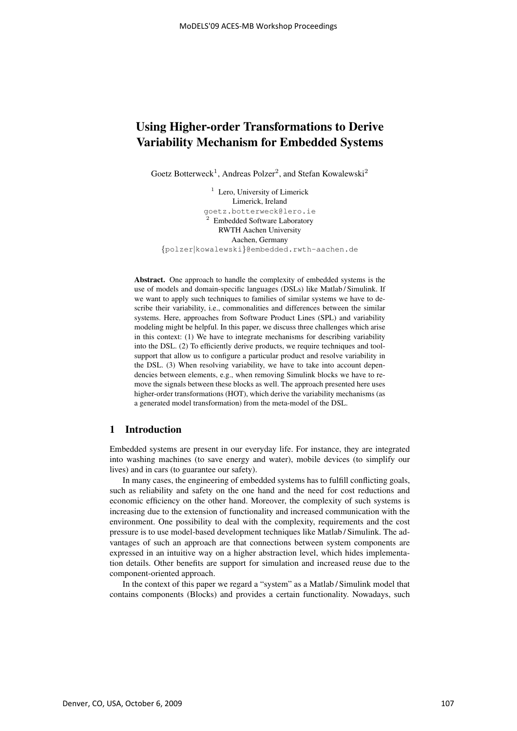# Using Higher-order Transformations to Derive Variability Mechanism for Embedded Systems

Goetz Botterweck[1], Andreas Polzer[2], and Stefan Kowalewski[2]

[1] Lero, University of Limerick
Limerick, Ireland
goetz.botterweck@lero.ie

[2] Embedded Software Laboratory
RWTH Aachen University
Aachen, Germany
{polzer|kowalewski}@embedded.rwth-aachen.de

**Abstract.** One approach to handle the complexity of embedded systems is the use of models and domain-specific languages (DSLs) like Matlab / Simulink. If we want to apply such techniques to families of similar systems we have to describe their variability, i.e., commonalities and differences between the similar systems. Here, approaches from Software Product Lines (SPL) and variability modeling might be helpful. In this paper, we discuss three challenges which arise in this context: (1) We have to integrate mechanisms for describing variability into the DSL. (2) To efficiently derive products, we require techniques and tool-support that allow us to configure a particular product and resolve variability in the DSL. (3) When resolving variability, we have to take into account dependencies between elements, e.g., when removing Simulink blocks we have to remove the signals between these blocks as well. The approach presented here uses higher-order transformations (HOT), which derive the variability mechanisms (as a generated model transformation) from the meta-model of the DSL.

## 1 Introduction

Embedded systems are present in our everyday life. For instance, they are integrated into washing machines (to save energy and water), mobile devices (to simplify our lives) and in cars (to guarantee our safety).

In many cases, the engineering of embedded systems has to fulfill conflicting goals, such as reliability and safety on the one hand and the need for cost reductions and economic efficiency on the other hand. Moreover, the complexity of such systems is increasing due to the extension of functionality and increased communication with the environment. One possibility to deal with the complexity, requirements and the cost pressure is to use model-based development techniques like Matlab / Simulink. The advantages of such an approach are that connections between system components are expressed in an intuitive way on a higher abstraction level, which hides implementation details. Other benefits are support for simulation and increased reuse due to the component-oriented approach.

In the context of this paper we regard a "system" as a Matlab / Simulink model that contains components (Blocks) and provides a certain functionality. Nowadays, such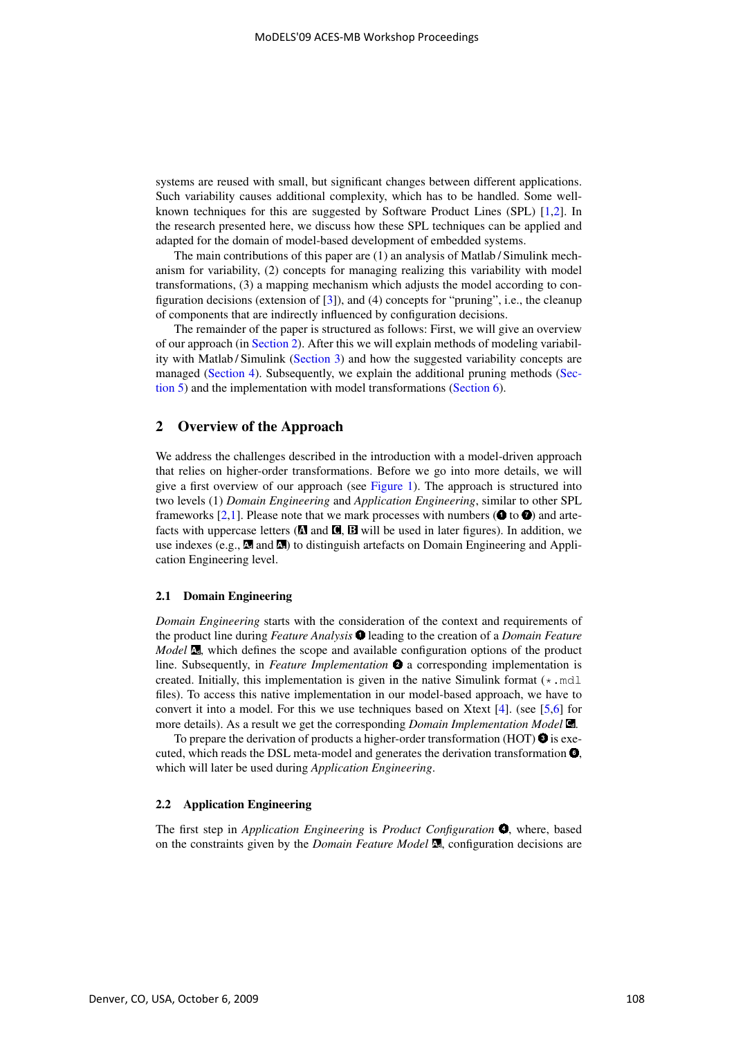systems are reused with small, but significant changes between different applications. Such variability causes additional complexity, which has to be handled. Some well-known techniques for this are suggested by Software Product Lines (SPL) [1,2]. In the research presented here, we discuss how these SPL techniques can be applied and adapted for the domain of model-based development of embedded systems.

The main contributions of this paper are (1) an analysis of Matlab / Simulink mechanism for variability, (2) concepts for managing realizing this variability with model transformations, (3) a mapping mechanism which adjusts the model according to configuration decisions (extension of [3]), and (4) concepts for "pruning", i.e., the cleanup of components that are indirectly influenced by configuration decisions.

The remainder of the paper is structured as follows: First, we will give an overview of our approach (in Section 2). After this we will explain methods of modeling variability with Matlab / Simulink (Section 3) and how the suggested variability concepts are managed (Section 4). Subsequently, we explain the additional pruning methods (Section 5) and the implementation with model transformations (Section 6).

## 2 Overview of the Approach

We address the challenges described in the introduction with a model-driven approach that relies on higher-order transformations. Before we go into more details, we will give a first overview of our approach (see Figure 1). The approach is structured into two levels (1) *Domain Engineering* and *Application Engineering*, similar to other SPL frameworks [2,1]. Please note that we mark processes with numbers (❶ to ❼) and artefacts with uppercase letters (A and C, B will be used in later figures). In addition, we use indexes (e.g., $A_d$ and $A_a$) to distinguish artefacts on Domain Engineering and Application Engineering level.

### 2.1 Domain Engineering

*Domain Engineering* starts with the consideration of the context and requirements of the product line during *Feature Analysis* ❶ leading to the creation of a *Domain Feature Model* $A_d$, which defines the scope and available configuration options of the product line. Subsequently, in *Feature Implementation* ❷ a corresponding implementation is created. Initially, this implementation is given in the native Simulink format (`*.mdl` files). To access this native implementation in our model-based approach, we have to convert it into a model. For this we use techniques based on Xtext [4]. (see [5,6] for more details). As a result we get the corresponding *Domain Implementation Model* $C_d$.

To prepare the derivation of products a higher-order transformation (HOT) ❸ is executed, which reads the DSL meta-model and generates the derivation transformation ❻, which will later be used during *Application Engineering*.

### 2.2 Application Engineering

The first step in *Application Engineering* is *Product Configuration* ❹, where, based on the constraints given by the *Domain Feature Model* $A_d$, configuration decisions are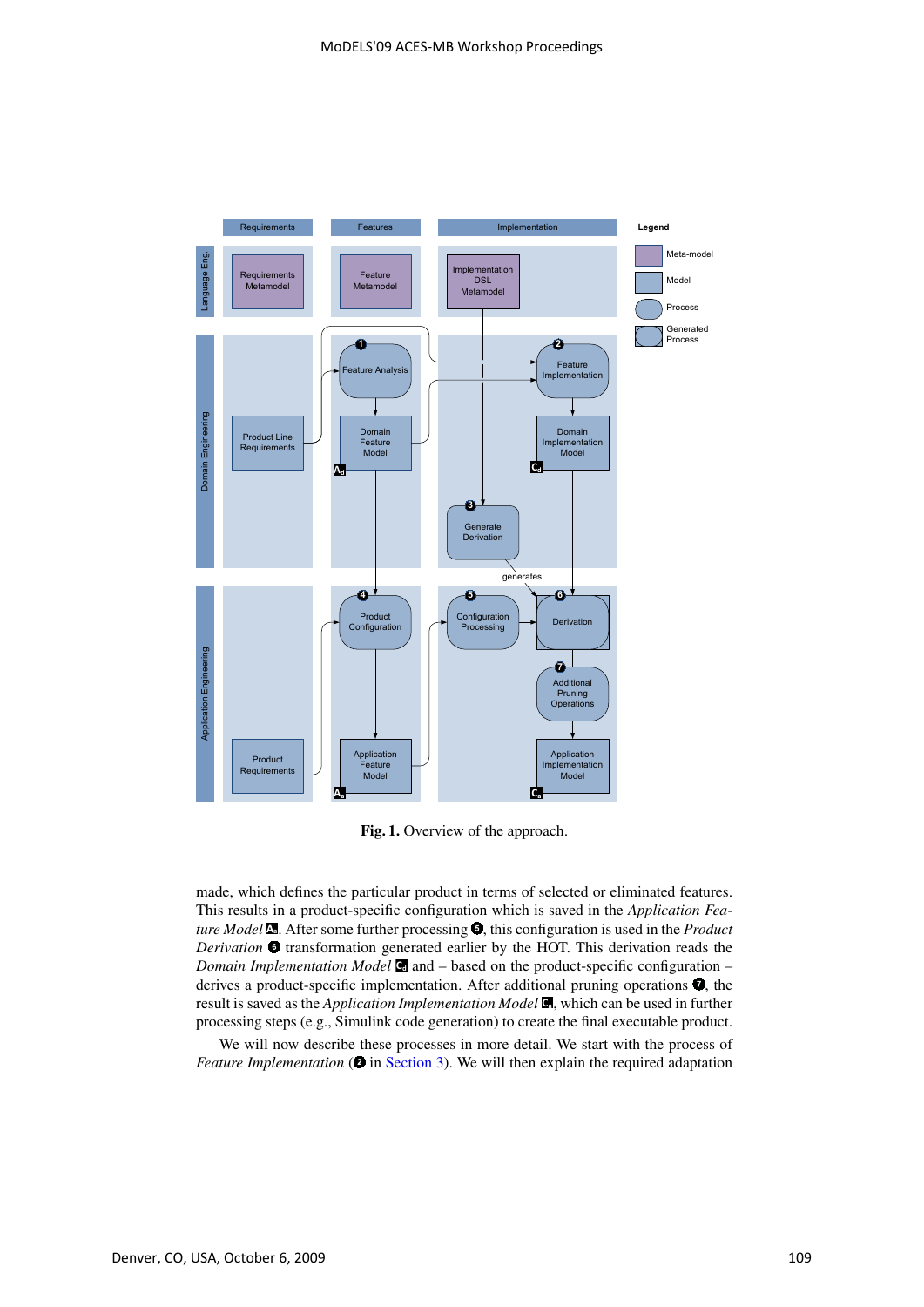**Fig. 1.** Overview of the approach.

made, which defines the particular product in terms of selected or eliminated features. This results in a product-specific configuration which is saved in the *Application Feature Model* $A_a$. After some further processing ❺, this configuration is used in the *Product Derivation* ❻ transformation generated earlier by the HOT. This derivation reads the *Domain Implementation Model* $C_d$ and – based on the product-specific configuration – derives a product-specific implementation. After additional pruning operations ❼, the result is saved as the *Application Implementation Model* $C_a$, which can be used in further processing steps (e.g., Simulink code generation) to create the final executable product.

We will now describe these processes in more detail. We start with the process of *Feature Implementation* (❷ in Section 3). We will then explain the required adaptation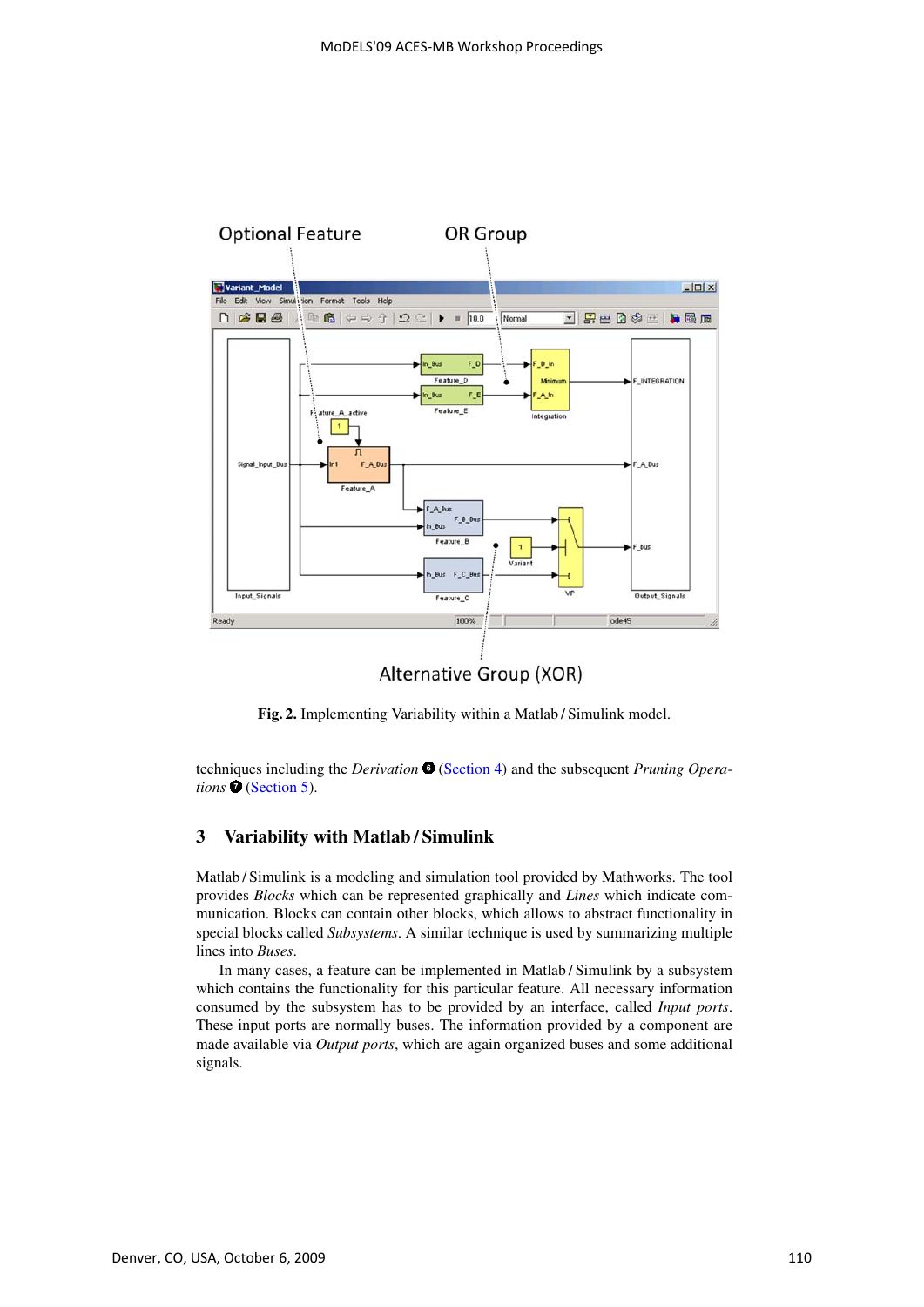Fig. 2. Implementing Variability within a Matlab / Simulink model.

techniques including the *Derivation* ❻ (Section 4) and the subsequent *Pruning Operations* ❼ (Section 5).

## 3 Variability with Matlab / Simulink

Matlab / Simulink is a modeling and simulation tool provided by Mathworks. The tool provides *Blocks* which can be represented graphically and *Lines* which indicate communication. Blocks can contain other blocks, which allows to abstract functionality in special blocks called *Subsystems*. A similar technique is used by summarizing multiple lines into *Buses*.

In many cases, a feature can be implemented in Matlab / Simulink by a subsystem which contains the functionality for this particular feature. All necessary information consumed by the subsystem has to be provided by an interface, called *Input ports*. These input ports are normally buses. The information provided by a component are made available via *Output ports*, which are again organized buses and some additional signals.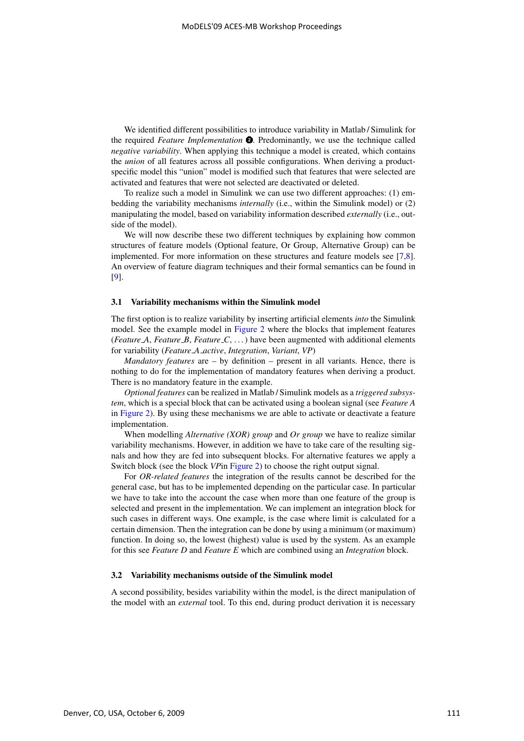We identified different possibilities to introduce variability in Matlab / Simulink for the required *Feature Implementation* ❷. Predominantly, we use the technique called *negative variability*. When applying this technique a model is created, which contains the *union* of all features across all possible configurations. When deriving a product-specific model this "union" model is modified such that features that were selected are activated and features that were not selected are deactivated or deleted.

To realize such a model in Simulink we can use two different approaches: (1) embedding the variability mechanisms *internally* (i.e., within the Simulink model) or (2) manipulating the model, based on variability information described *externally* (i.e., outside of the model).

We will now describe these two different techniques by explaining how common structures of feature models (Optional feature, Or Group, Alternative Group) can be implemented. For more information on these structures and feature models see [7,8]. An overview of feature diagram techniques and their formal semantics can be found in [9].

### 3.1 Variability mechanisms within the Simulink model

The first option is to realize variability by inserting artificial elements *into* the Simulink model. See the example model in Figure 2 where the blocks that implement features (*Feature_A*, *Feature_B*, *Feature_C*, ...) have been augmented with additional elements for variability (*Feature_A_active*, *Integration*, *Variant*, *VP*)

*Mandatory features* are – by definition – present in all variants. Hence, there is nothing to do for the implementation of mandatory features when deriving a product. There is no mandatory feature in the example.

*Optional features* can be realized in Matlab / Simulink models as a *triggered subsystem*, which is a special block that can be activated using a boolean signal (see *Feature A* in Figure 2). By using these mechanisms we are able to activate or deactivate a feature implementation.

When modelling *Alternative (XOR) group* and *Or group* we have to realize similar variability mechanisms. However, in addition we have to take care of the resulting signals and how they are fed into subsequent blocks. For alternative features we apply a Switch block (see the block *VP*in Figure 2) to choose the right output signal.

For *OR-related features* the integration of the results cannot be described for the general case, but has to be implemented depending on the particular case. In particular we have to take into the account the case when more than one feature of the group is selected and present in the implementation. We can implement an integration block for such cases in different ways. One example, is the case where limit is calculated for a certain dimension. Then the integration can be done by using a minimum (or maximum) function. In doing so, the lowest (highest) value is used by the system. As an example for this see *Feature D* and *Feature E* which are combined using an *Integration* block.

### 3.2 Variability mechanisms outside of the Simulink model

A second possibility, besides variability within the model, is the direct manipulation of the model with an *external* tool. To this end, during product derivation it is necessary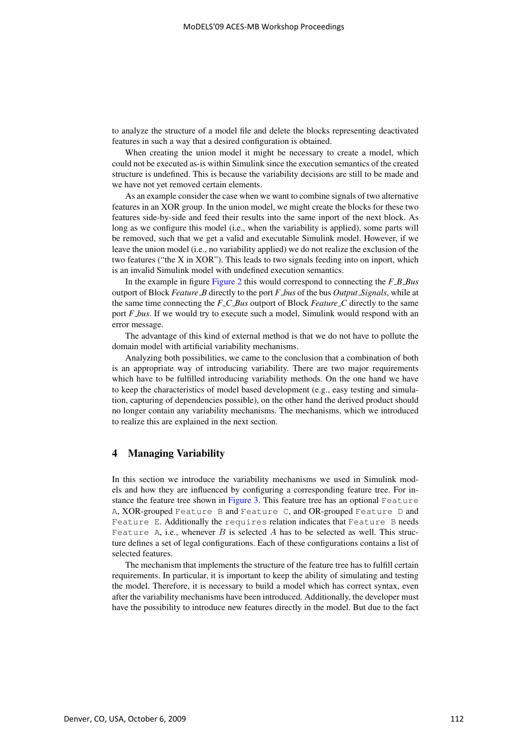to analyze the structure of a model file and delete the blocks representing deactivated features in such a way that a desired configuration is obtained.

When creating the union model it might be necessary to create a model, which could not be executed as-is within Simulink since the execution semantics of the created structure is undefined. This is because the variability decisions are still to be made and we have not yet removed certain elements.

As an example consider the case when we want to combine signals of two alternative features in an XOR group. In the union model, we might create the blocks for these two features side-by-side and feed their results into the same inport of the next block. As long as we configure this model (i.e., when the variability is applied), some parts will be removed, such that we get a valid and executable Simulink model. However, if we leave the union model (i.e., no variability applied) we do not realize the exclusion of the two features ("the X in XOR"). This leads to two signals feeding into on inport, which is an invalid Simulink model with undefined execution semantics.

In the example in figure Figure 2 this would correspond to connecting the *F_B_Bus* outport of Block *Feature_B* directly to the port *F_bus* of the bus *Output_Signals*, while at the same time connecting the *F_C_Bus* outport of Block *Feature_C* directly to the same port *F_bus*. If we would try to execute such a model, Simulink would respond with an error message.

The advantage of this kind of external method is that we do not have to pollute the domain model with artificial variability mechanisms.

Analyzing both possibilities, we came to the conclusion that a combination of both is an appropriate way of introducing variability. There are two major requirements which have to be fulfilled introducing variability methods. On the one hand we have to keep the characteristics of model based development (e.g., easy testing and simulation, capturing of dependencies possible), on the other hand the derived product should no longer contain any variability mechanisms. The mechanisms, which we introduced to realize this are explained in the next section.

## 4 Managing Variability

In this section we introduce the variability mechanisms we used in Simulink models and how they are influenced by configuring a corresponding feature tree. For instance the feature tree shown in Figure 3. This feature tree has an optional `Feature A`, XOR-grouped `Feature B` and `Feature C`, and OR-grouped `Feature D` and `Feature E`. Additionally the `requires` relation indicates that `Feature B` needs `Feature A`, i.e., whenever $B$ is selected $A$ has to be selected as well. This structure defines a set of legal configurations. Each of these configurations contains a list of selected features.

The mechanism that implements the structure of the feature tree has to fulfill certain requirements. In particular, it is important to keep the ability of simulating and testing the model. Therefore, it is necessary to build a model which has correct syntax, even after the variability mechanisms have been introduced. Additionally, the developer must have the possibility to introduce new features directly in the model. But due to the fact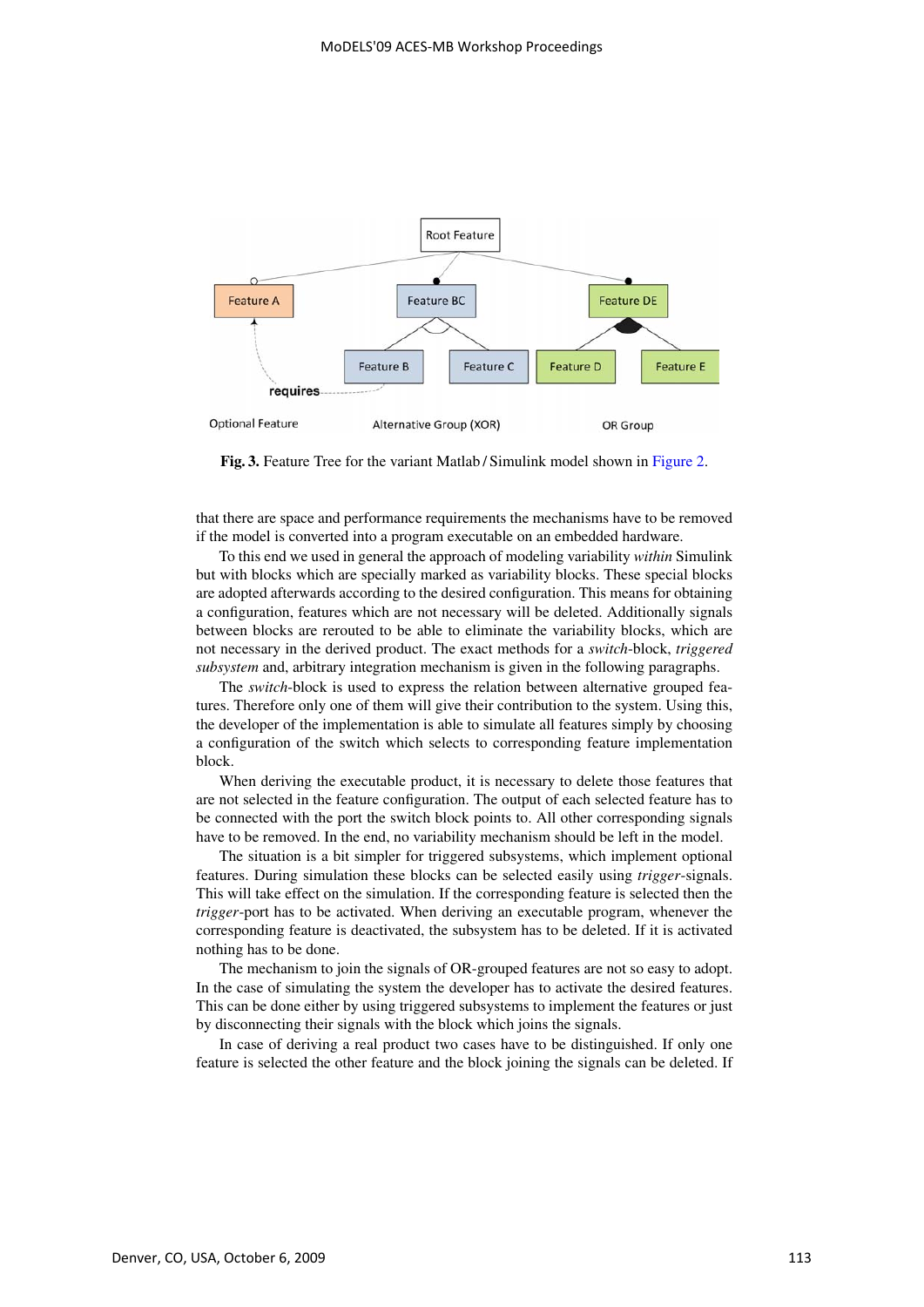**Fig. 3.** Feature Tree for the variant Matlab / Simulink model shown in Figure 2.

that there are space and performance requirements the mechanisms have to be removed if the model is converted into a program executable on an embedded hardware.

To this end we used in general the approach of modeling variability *within* Simulink but with blocks which are specially marked as variability blocks. These special blocks are adopted afterwards according to the desired configuration. This means for obtaining a configuration, features which are not necessary will be deleted. Additionally signals between blocks are rerouted to be able to eliminate the variability blocks, which are not necessary in the derived product. The exact methods for a *switch*-block, *triggered subsystem* and, arbitrary integration mechanism is given in the following paragraphs.

The *switch*-block is used to express the relation between alternative grouped features. Therefore only one of them will give their contribution to the system. Using this, the developer of the implementation is able to simulate all features simply by choosing a configuration of the switch which selects to corresponding feature implementation block.

When deriving the executable product, it is necessary to delete those features that are not selected in the feature configuration. The output of each selected feature has to be connected with the port the switch block points to. All other corresponding signals have to be removed. In the end, no variability mechanism should be left in the model.

The situation is a bit simpler for triggered subsystems, which implement optional features. During simulation these blocks can be selected easily using *trigger*-signals. This will take effect on the simulation. If the corresponding feature is selected then the *trigger*-port has to be activated. When deriving an executable program, whenever the corresponding feature is deactivated, the subsystem has to be deleted. If it is activated nothing has to be done.

The mechanism to join the signals of OR-grouped features are not so easy to adopt. In the case of simulating the system the developer has to activate the desired features. This can be done either by using triggered subsystems to implement the features or just by disconnecting their signals with the block which joins the signals.

In case of deriving a real product two cases have to be distinguished. If only one feature is selected the other feature and the block joining the signals can be deleted. If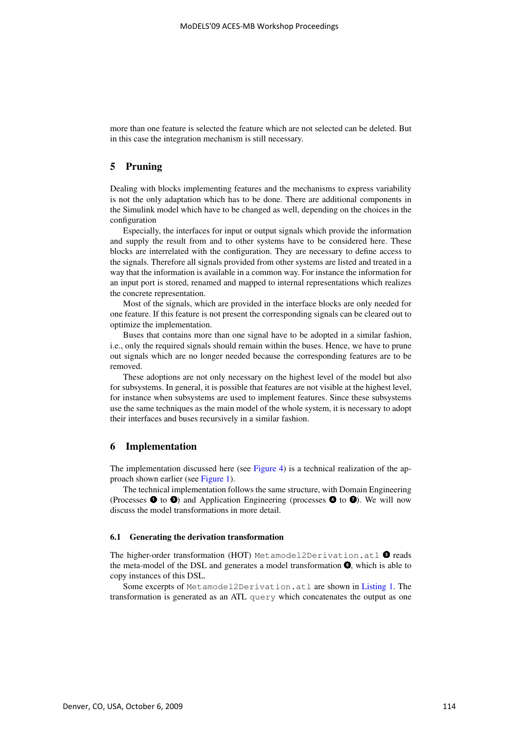more than one feature is selected the feature which are not selected can be deleted. But in this case the integration mechanism is still necessary.

## 5 Pruning

Dealing with blocks implementing features and the mechanisms to express variability is not the only adaptation which has to be done. There are additional components in the Simulink model which have to be changed as well, depending on the choices in the configuration

Especially, the interfaces for input or output signals which provide the information and supply the result from and to other systems have to be considered here. These blocks are interrelated with the configuration. They are necessary to define access to the signals. Therefore all signals provided from other systems are listed and treated in a way that the information is available in a common way. For instance the information for an input port is stored, renamed and mapped to internal representations which realizes the concrete representation.

Most of the signals, which are provided in the interface blocks are only needed for one feature. If this feature is not present the corresponding signals can be cleared out to optimize the implementation.

Buses that contains more than one signal have to be adopted in a similar fashion, i.e., only the required signals should remain within the buses. Hence, we have to prune out signals which are no longer needed because the corresponding features are to be removed.

These adoptions are not only necessary on the highest level of the model but also for subsystems. In general, it is possible that features are not visible at the highest level, for instance when subsystems are used to implement features. Since these subsystems use the same techniques as the main model of the whole system, it is necessary to adopt their interfaces and buses recursively in a similar fashion.

## 6 Implementation

The implementation discussed here (see Figure 4) is a technical realization of the approach shown earlier (see Figure 1).

The technical implementation follows the same structure, with Domain Engineering (Processes ❶ to ❸) and Application Engineering (processes ❹ to ❼). We will now discuss the model transformations in more detail.

### 6.1 Generating the derivation transformation

The higher-order transformation (HOT) `Metamodel2Derivation.atl` ❸ reads the meta-model of the DSL and generates a model transformation ❻, which is able to copy instances of this DSL.

Some excerpts of `Metamodel2Derivation.atl` are shown in Listing 1. The transformation is generated as an ATL `query` which concatenates the output as one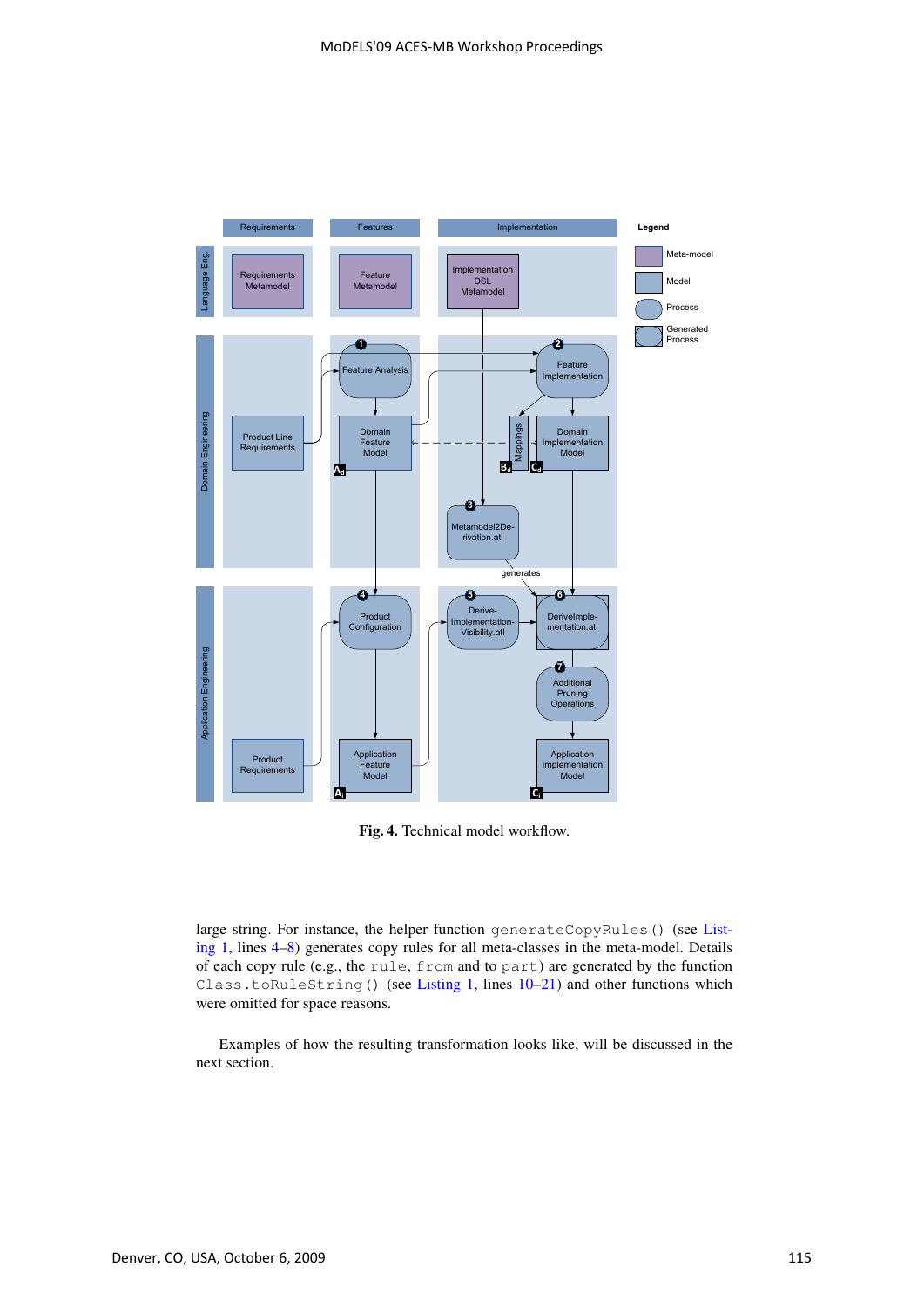Fig. 4. Technical model workflow.

large string. For instance, the helper function `generateCopyRules()` (see Listing 1, lines 4–8) generates copy rules for all meta-classes in the meta-model. Details of each copy rule (e.g., the `rule`, `from` and `to` `part`) are generated by the function `Class.toRuleString()` (see Listing 1, lines 10–21) and other functions which were omitted for space reasons.

Examples of how the resulting transformation looks like, will be discussed in the next section.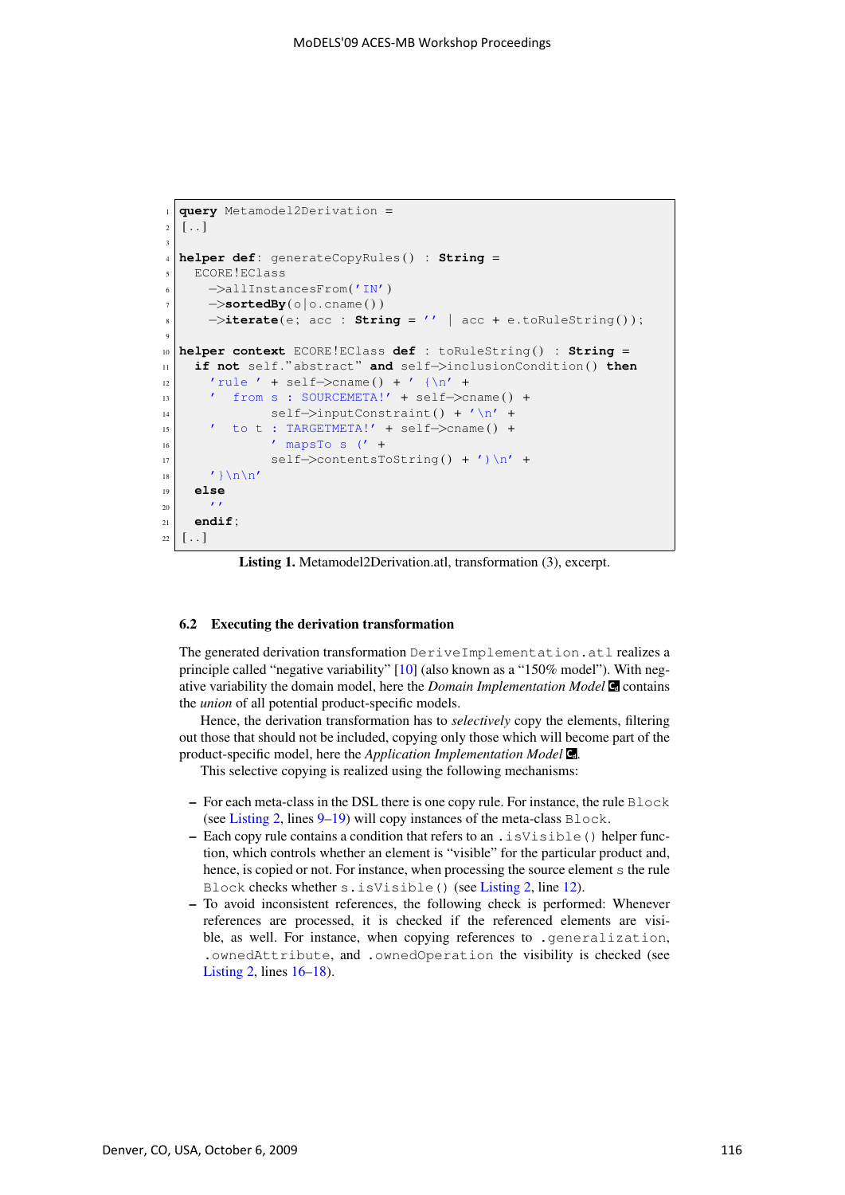```
query Metamodel2Derivation =
[..]

helper def: generateCopyRules() : String =
  ECORE!EClass
    ->allInstancesFrom('IN')
    ->sortedBy(o|o.cname())
    ->iterate(e; acc : String = '' | acc + e.toRuleString());

helper context ECORE!EClass def : toRuleString() : String =
  if not self."abstract" and self->inclusionCondition() then
    'rule ' + self->cname() + ' {\n' +
    '  from s : SOURCEMETA!' + self->cname() +
          self->inputConstraint() + '\n' +
    '  to t : TARGETMETA!' + self->cname() +
          ' mapsTo s (' +
          self->contentsToString() + ')\n' +
    '}\n\n'
  else
    ''
  endif;
[..]
```

**Listing 1.** Metamodel2Derivation.atl, transformation (3), excerpt.

### 6.2 Executing the derivation transformation

The generated derivation transformation `DeriveImplementation.atl` realizes a principle called "negative variability" [10] (also known as a "150% model"). With negative variability the domain model, here the *Domain Implementation Model* contains the *union* of all potential product-specific models.

Hence, the derivation transformation has to *selectively* copy the elements, filtering out those that should not be included, copying only those which will become part of the product-specific model, here the *Application Implementation Model* .

This selective copying is realized using the following mechanisms:

- For each meta-class in the DSL there is one copy rule. For instance, the rule `Block` (see Listing 2, lines 9–19) will copy instances of the meta-class `Block`.
- Each copy rule contains a condition that refers to an `.isVisible()` helper function, which controls whether an element is "visible" for the particular product and, hence, is copied or not. For instance, when processing the source element `s` the rule `Block` checks whether `s.isVisible()` (see Listing 2, line 12).
- To avoid inconsistent references, the following check is performed: Whenever references are processed, it is checked if the referenced elements are visible, as well. For instance, when copying references to `.generalization`, `.ownedAttribute`, and `.ownedOperation` the visibility is checked (see Listing 2, lines 16–18).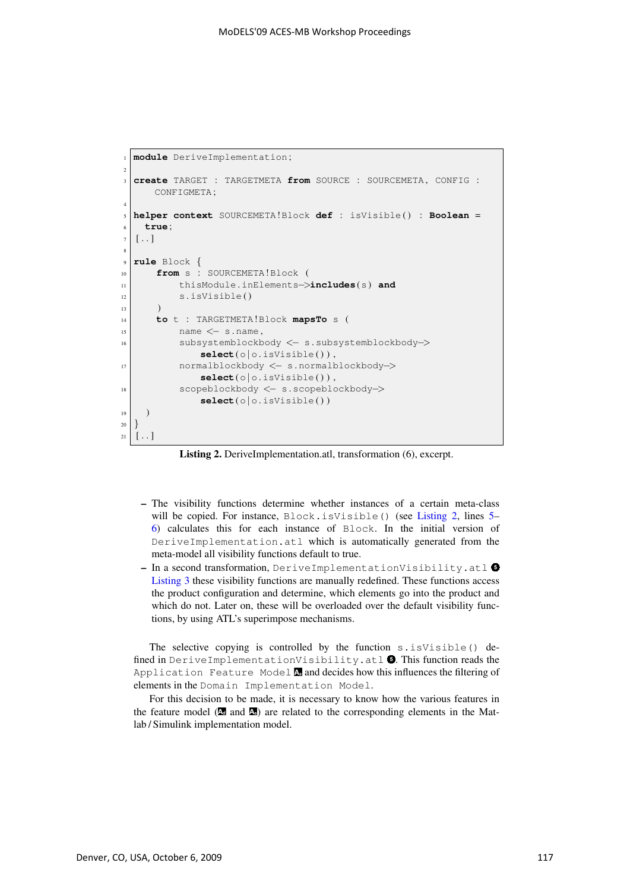```
module DeriveImplementation;

create TARGET : TARGETMETA from SOURCE : SOURCEMETA, CONFIG :
    CONFIGMETA;

helper context SOURCEMETA!Block def : isVisible() : Boolean =
  true;
[..]

rule Block {
    from s : SOURCEMETA!Block (
        thisModule.inElements->includes(s) and
        s.isVisible()
    )
    to t : TARGETMETA!Block mapsTo s (
        name <- s.name,
        subsystemblockbody <- s.subsystemblockbody->
            select(o|o.isVisible()),
        normalblockbody <- s.normalblockbody->
            select(o|o.isVisible()),
        scopeblockbody <- s.scopeblockbody->
            select(o|o.isVisible())
  )
}
[..]
```

**Listing 2.** DeriveImplementation.atl, transformation (6), excerpt.

- The visibility functions determine whether instances of a certain meta-class will be copied. For instance, `Block.isVisible()` (see Listing 2, lines 5–6) calculates this for each instance of `Block`. In the initial version of `DeriveImplementation.atl` which is automatically generated from the meta-model all visibility functions default to true.
- In a second transformation, `DeriveImplementationVisibility.atl` ❺ Listing 3 these visibility functions are manually redefined. These functions access the product configuration and determine, which elements go into the product and which do not. Later on, these will be overloaded over the default visibility functions, by using ATL's superimpose mechanisms.

The selective copying is controlled by the function `s.isVisible()` defined in `DeriveImplementationVisibility.atl` ❺. This function reads the `Application Feature Model` A5 and decides how this influences the filtering of elements in the `Domain Implementation Model`.

For this decision to be made, it is necessary to know how the various features in the feature model (A4 and A5) are related to the corresponding elements in the Matlab / Simulink implementation model.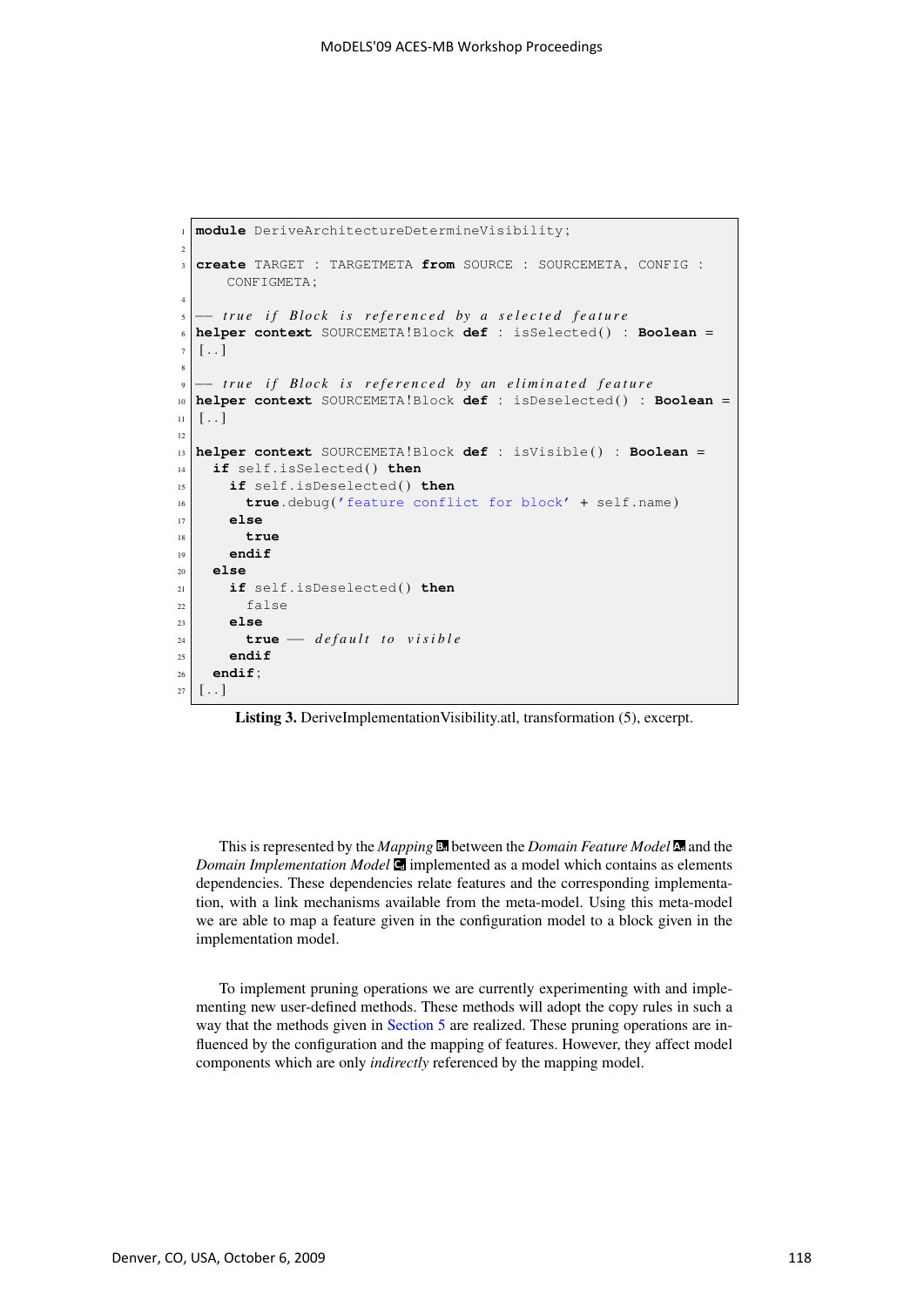```
module DeriveArchitectureDetermineVisibility;

create TARGET : TARGETMETA from SOURCE : SOURCEMETA, CONFIG :
    CONFIGMETA;

-- true if Block is referenced by a selected feature
helper context SOURCEMETA!Block def : isSelected() : Boolean =
[..]

-- true if Block is referenced by an eliminated feature
helper context SOURCEMETA!Block def : isDeselected() : Boolean =
[..]

helper context SOURCEMETA!Block def : isVisible() : Boolean =
  if self.isSelected() then
    if self.isDeselected() then
      true.debug('feature conflict for block' + self.name)
    else
      true
    endif
  else
    if self.isDeselected() then
      false
    else
      true -- default to visible
    endif
  endif;
[..]
```

**Listing 3.** DeriveImplementationVisibility.atl, transformation (5), excerpt.

This is represented by the *Mapping* B between the *Domain Feature Model* A and the *Domain Implementation Model* C implemented as a model which contains as elements dependencies. These dependencies relate features and the corresponding implementation, with a link mechanisms available from the meta-model. Using this meta-model we are able to map a feature given in the configuration model to a block given in the implementation model.

To implement pruning operations we are currently experimenting with and implementing new user-defined methods. These methods will adopt the copy rules in such a way that the methods given in Section 5 are realized. These pruning operations are influenced by the configuration and the mapping of features. However, they affect model components which are only *indirectly* referenced by the mapping model.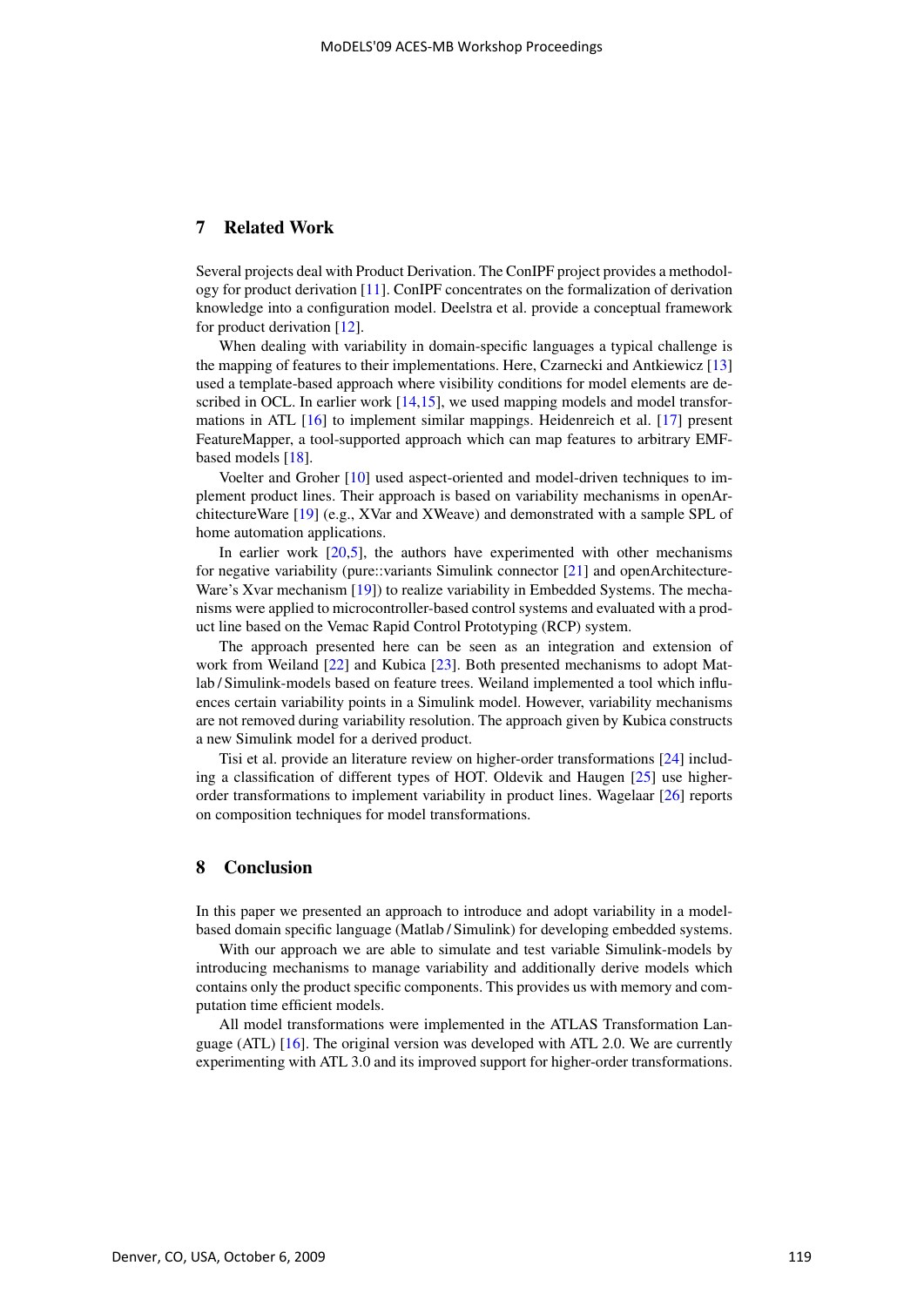## 7 Related Work

Several projects deal with Product Derivation. The ConIPF project provides a methodology for product derivation [11]. ConIPF concentrates on the formalization of derivation knowledge into a configuration model. Deelstra et al. provide a conceptual framework for product derivation [12].

When dealing with variability in domain-specific languages a typical challenge is the mapping of features to their implementations. Here, Czarnecki and Antkiewicz [13] used a template-based approach where visibility conditions for model elements are described in OCL. In earlier work [14,15], we used mapping models and model transformations in ATL [16] to implement similar mappings. Heidenreich et al. [17] present FeatureMapper, a tool-supported approach which can map features to arbitrary EMF-based models [18].

Voelter and Groher [10] used aspect-oriented and model-driven techniques to implement product lines. Their approach is based on variability mechanisms in openArchitectureWare [19] (e.g., XVar and XWeave) and demonstrated with a sample SPL of home automation applications.

In earlier work [20,5], the authors have experimented with other mechanisms for negative variability (pure::variants Simulink connector [21] and openArchitectureWare's Xvar mechanism [19]) to realize variability in Embedded Systems. The mechanisms were applied to microcontroller-based control systems and evaluated with a product line based on the Vemac Rapid Control Prototyping (RCP) system.

The approach presented here can be seen as an integration and extension of work from Weiland [22] and Kubica [23]. Both presented mechanisms to adopt Matlab / Simulink-models based on feature trees. Weiland implemented a tool which influences certain variability points in a Simulink model. However, variability mechanisms are not removed during variability resolution. The approach given by Kubica constructs a new Simulink model for a derived product.

Tisi et al. provide an literature review on higher-order transformations [24] including a classification of different types of HOT. Oldevik and Haugen [25] use higher-order transformations to implement variability in product lines. Wagelaar [26] reports on composition techniques for model transformations.

## 8 Conclusion

In this paper we presented an approach to introduce and adopt variability in a model-based domain specific language (Matlab / Simulink) for developing embedded systems.

With our approach we are able to simulate and test variable Simulink-models by introducing mechanisms to manage variability and additionally derive models which contains only the product specific components. This provides us with memory and computation time efficient models.

All model transformations were implemented in the ATLAS Transformation Language (ATL) [16]. The original version was developed with ATL 2.0. We are currently experimenting with ATL 3.0 and its improved support for higher-order transformations.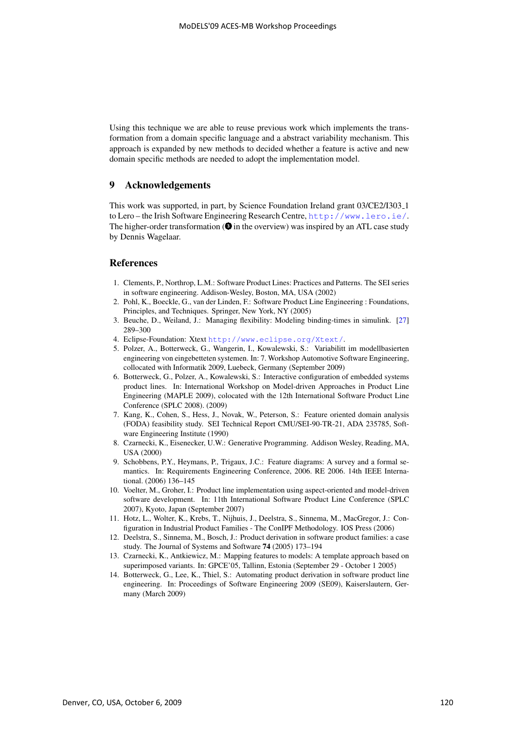Using this technique we are able to reuse previous work which implements the transformation from a domain specific language and a abstract variability mechanism. This approach is expanded by new methods to decided whether a feature is active and new domain specific methods are needed to adopt the implementation model.

## 9 Acknowledgements

This work was supported, in part, by Science Foundation Ireland grant 03/CE2/I303_1 to Lero – the Irish Software Engineering Research Centre, http://www.lero.ie/. The higher-order transformation (❸ in the overview) was inspired by an ATL case study by Dennis Wagelaar.

## References

1. Clements, P., Northrop, L.M.: Software Product Lines: Practices and Patterns. The SEI series in software engineering. Addison-Wesley, Boston, MA, USA (2002)
2. Pohl, K., Boeckle, G., van der Linden, F.: Software Product Line Engineering : Foundations, Principles, and Techniques. Springer, New York, NY (2005)
3. Beuche, D., Weiland, J.: Managing flexibility: Modeling binding-times in simulink. [27] 289–300
4. Eclipse-Foundation: Xtext http://www.eclipse.org/Xtext/.
5. Polzer, A., Botterweck, G., Wangerin, I., Kowalewski, S.: Variabilitt im modellbasierten engineering von eingebetteten systemen. In: 7. Workshop Automotive Software Engineering, collocated with Informatik 2009, Luebeck, Germany (September 2009)
6. Botterweck, G., Polzer, A., Kowalewski, S.: Interactive configuration of embedded systems product lines. In: International Workshop on Model-driven Approaches in Product Line Engineering (MAPLE 2009), colocated with the 12th International Software Product Line Conference (SPLC 2008). (2009)
7. Kang, K., Cohen, S., Hess, J., Novak, W., Peterson, S.: Feature oriented domain analysis (FODA) feasibility study. SEI Technical Report CMU/SEI-90-TR-21, ADA 235785, Software Engineering Institute (1990)
8. Czarnecki, K., Eisenecker, U.W.: Generative Programming. Addison Wesley, Reading, MA, USA (2000)
9. Schobbens, P.Y., Heymans, P., Trigaux, J.C.: Feature diagrams: A survey and a formal semantics. In: Requirements Engineering Conference, 2006. RE 2006. 14th IEEE International. (2006) 136–145
10. Voelter, M., Groher, I.: Product line implementation using aspect-oriented and model-driven software development. In: 11th International Software Product Line Conference (SPLC 2007), Kyoto, Japan (September 2007)
11. Hotz, L., Wolter, K., Krebs, T., Nijhuis, J., Deelstra, S., Sinnema, M., MacGregor, J.: Configuration in Industrial Product Families - The ConIPF Methodology. IOS Press (2006)
12. Deelstra, S., Sinnema, M., Bosch, J.: Product derivation in software product families: a case study. The Journal of Systems and Software **74** (2005) 173–194
13. Czarnecki, K., Antkiewicz, M.: Mapping features to models: A template approach based on superimposed variants. In: GPCE'05, Tallinn, Estonia (September 29 - October 1 2005)
14. Botterweck, G., Lee, K., Thiel, S.: Automating product derivation in software product line engineering. In: Proceedings of Software Engineering 2009 (SE09), Kaiserslautern, Germany (March 2009)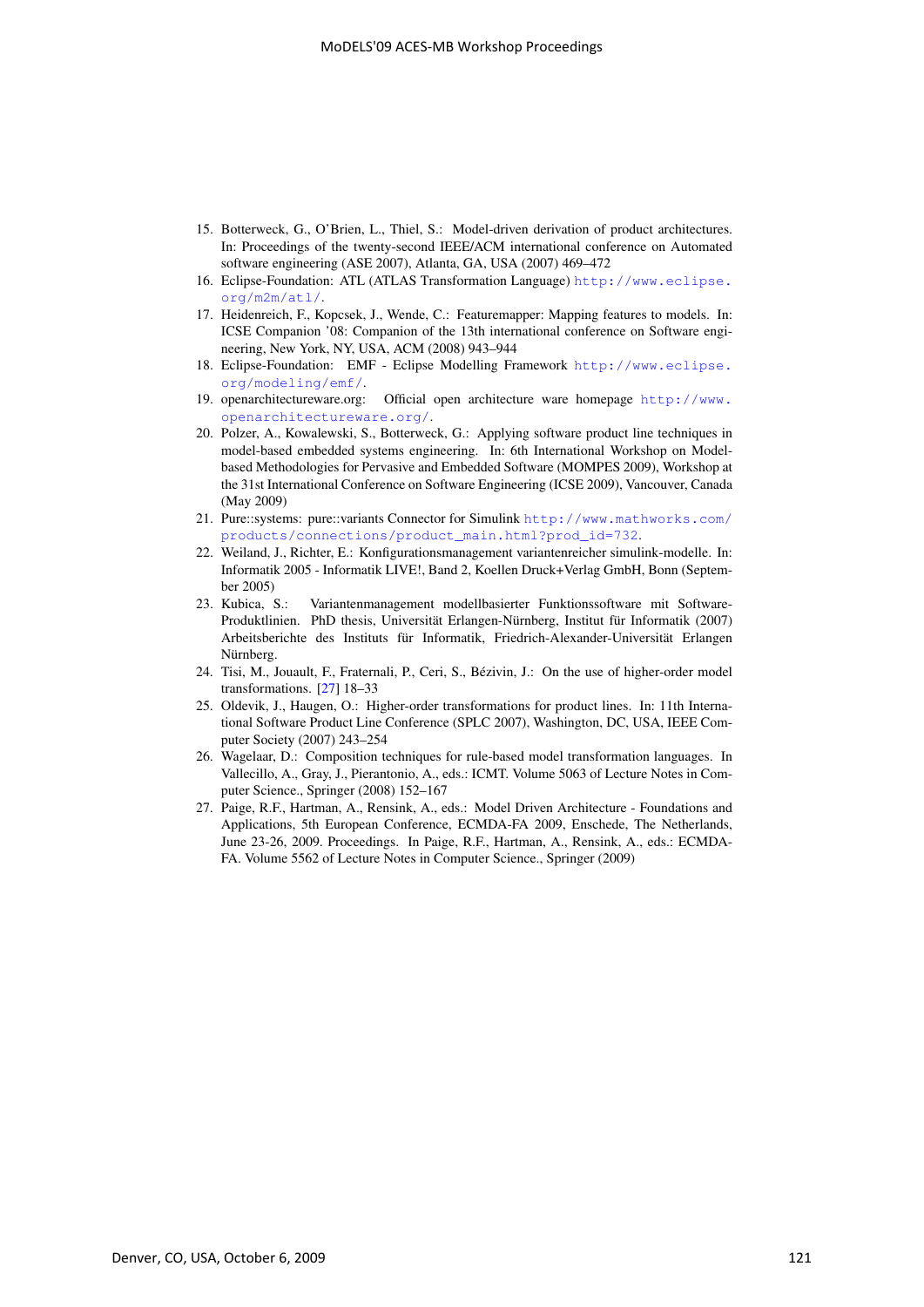15. Botterweck, G., O'Brien, L., Thiel, S.: Model-driven derivation of product architectures. In: Proceedings of the twenty-second IEEE/ACM international conference on Automated software engineering (ASE 2007), Atlanta, GA, USA (2007) 469–472
16. Eclipse-Foundation: ATL (ATLAS Transformation Language) http://www.eclipse.org/m2m/atl/.
17. Heidenreich, F., Kopcsek, J., Wende, C.: Featuremapper: Mapping features to models. In: ICSE Companion '08: Companion of the 13th international conference on Software engineering, New York, NY, USA, ACM (2008) 943–944
18. Eclipse-Foundation: EMF - Eclipse Modelling Framework http://www.eclipse.org/modeling/emf/.
19. openarchitectureware.org: Official open architecture ware homepage http://www.openarchitectureware.org/.
20. Polzer, A., Kowalewski, S., Botterweck, G.: Applying software product line techniques in model-based embedded systems engineering. In: 6th International Workshop on Model-based Methodologies for Pervasive and Embedded Software (MOMPES 2009), Workshop at the 31st International Conference on Software Engineering (ICSE 2009), Vancouver, Canada (May 2009)
21. Pure::systems: pure::variants Connector for Simulink http://www.mathworks.com/products/connections/product_main.html?prod_id=732.
22. Weiland, J., Richter, E.: Konfigurationsmanagement variantenreicher simulink-modelle. In: Informatik 2005 - Informatik LIVE!, Band 2, Koellen Druck+Verlag GmbH, Bonn (September 2005)
23. Kubica, S.: Variantenmanagement modellbasierter Funktionssoftware mit Software-Produktlinien. PhD thesis, Universität Erlangen-Nürnberg, Institut für Informatik (2007) Arbeitsberichte des Instituts für Informatik, Friedrich-Alexander-Universität Erlangen Nürnberg.
24. Tisi, M., Jouault, F., Fraternali, P., Ceri, S., Bézivin, J.: On the use of higher-order model transformations. [27] 18–33
25. Oldevik, J., Haugen, O.: Higher-order transformations for product lines. In: 11th International Software Product Line Conference (SPLC 2007), Washington, DC, USA, IEEE Computer Society (2007) 243–254
26. Wagelaar, D.: Composition techniques for rule-based model transformation languages. In Vallecillo, A., Gray, J., Pierantonio, A., eds.: ICMT. Volume 5063 of Lecture Notes in Computer Science., Springer (2008) 152–167
27. Paige, R.F., Hartman, A., Rensink, A., eds.: Model Driven Architecture - Foundations and Applications, 5th European Conference, ECMDA-FA 2009, Enschede, The Netherlands, June 23-26, 2009. Proceedings. In Paige, R.F., Hartman, A., Rensink, A., eds.: ECMDA-FA. Volume 5562 of Lecture Notes in Computer Science., Springer (2009)